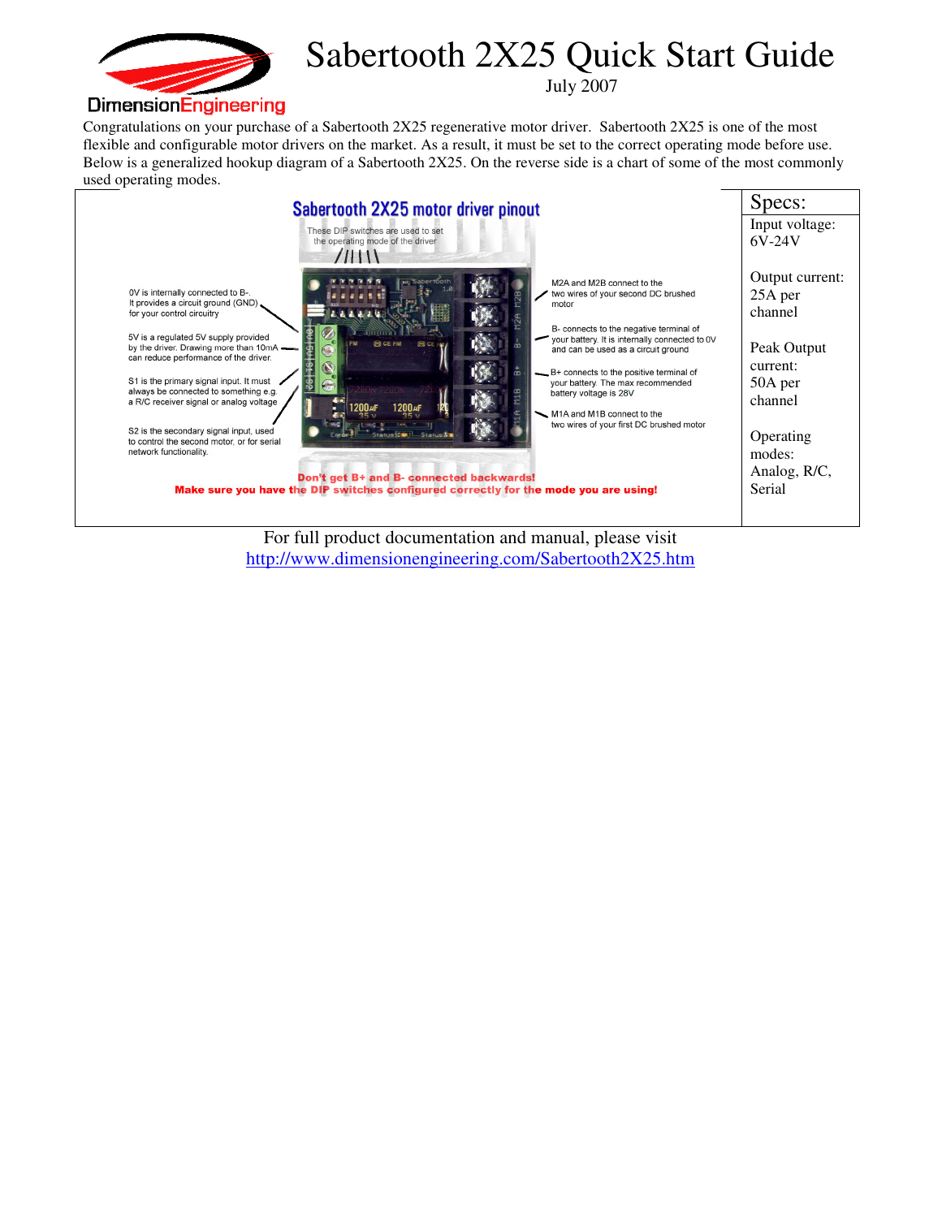# Sabertooth 2X25 Quick Start Guide

July 2007

Congratulations on your purchase of a Sabertooth 2X25 regenerative motor driver. Sabertooth 2X25 is one of the most flexible and configurable motor drivers on the market. As a result, it must be set to the correct operating mode before use. Below is a generalized hookup diagram of a Sabertooth 2X25. On the reverse side is a chart of some of the most commonly used operating modes.

## Sabertooth 2X25 motor driver pinout

These DIP switches are used to set the operating mode of the driver

0V is internally connected to B-. It provides a circuit ground (GND) for your control circuitry

5V is a regulated 5V supply provided by the driver. Drawing more than 10mA can reduce performance of the driver.

S1 is the primary signal input. It must always be connected to something e.g. a R/C receiver signal or analog voltage

S2 is the secondary signal input, used to control the second motor, or for serial network functionality.

M2A and M2B connect to the two wires of your second DC brushed motor

B- connects to the negative terminal of your battery. It is internally connected to 0V and can be used as a circuit ground

B+ connects to the positive terminal of your battery. The max recommended battery voltage is 28V

M1A and M1B connect to the two wires of your first DC brushed motor

**Don't get B+ and B- connected backwards!**

**Make sure you have the DIP switches configured correctly for the mode you are using!**

## Specs:

Input voltage: 6V-24V

Output current: 25A per channel

Peak Output current: 50A per channel

Operating modes: Analog, R/C, Serial

For full product documentation and manual, please visit
http://www.dimensionengineering.com/Sabertooth2X25.htm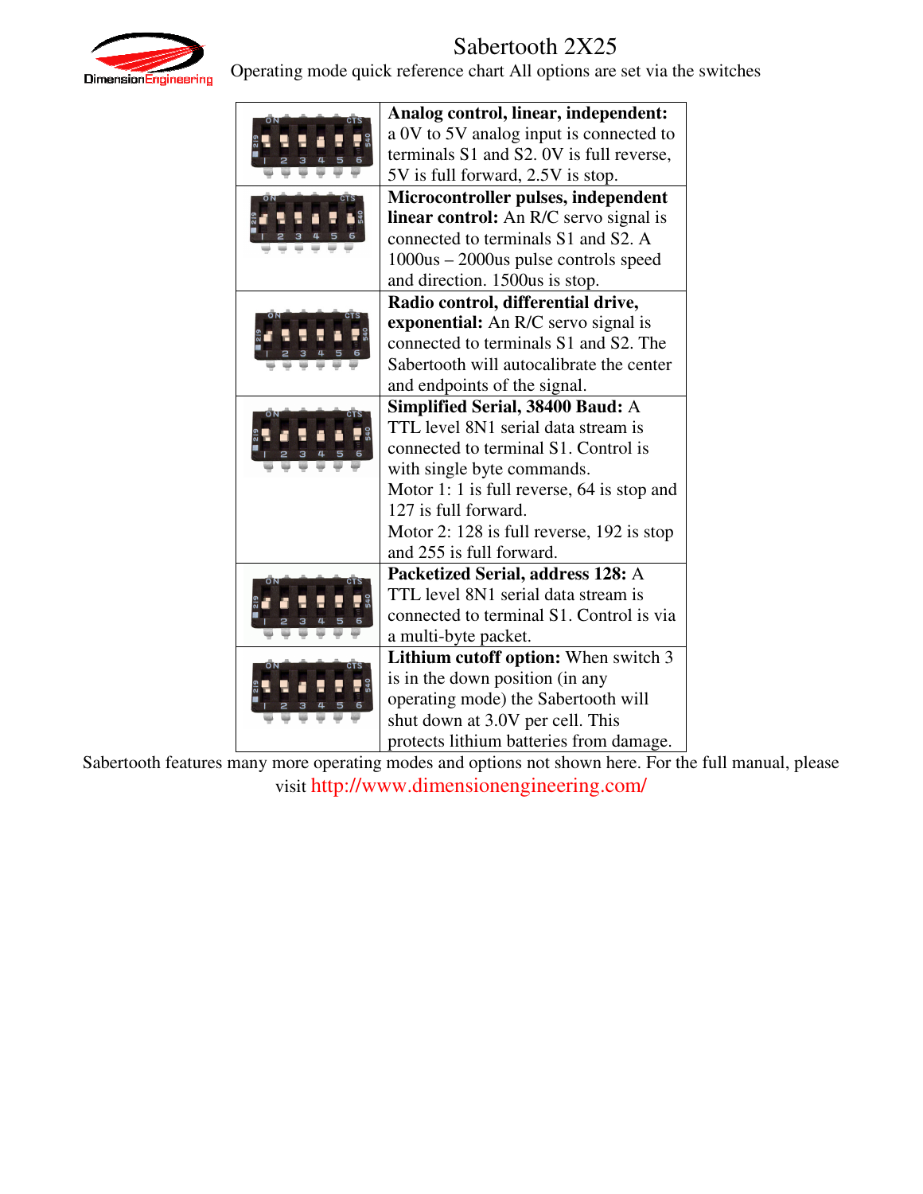# Sabertooth 2X25

Operating mode quick reference chart All options are set via the switches

| | |
|---|---|
| | **Analog control, linear, independent:** a 0V to 5V analog input is connected to terminals S1 and S2. 0V is full reverse, 5V is full forward, 2.5V is stop. |
| | **Microcontroller pulses, independent linear control:** An R/C servo signal is connected to terminals S1 and S2. A 1000us – 2000us pulse controls speed and direction. 1500us is stop. |
| | **Radio control, differential drive, exponential:** An R/C servo signal is connected to terminals S1 and S2. The Sabertooth will autocalibrate the center and endpoints of the signal. |
| | **Simplified Serial, 38400 Baud:** A TTL level 8N1 serial data stream is connected to terminal S1. Control is with single byte commands.<br>Motor 1: 1 is full reverse, 64 is stop and 127 is full forward.<br>Motor 2: 128 is full reverse, 192 is stop and 255 is full forward. |
| | **Packetized Serial, address 128:** A TTL level 8N1 serial data stream is connected to terminal S1. Control is via a multi-byte packet. |
| | **Lithium cutoff option:** When switch 3 is in the down position (in any operating mode) the Sabertooth will shut down at 3.0V per cell. This protects lithium batteries from damage. |

Sabertooth features many more operating modes and options not shown here. For the full manual, please visit http://www.dimensionengineering.com/